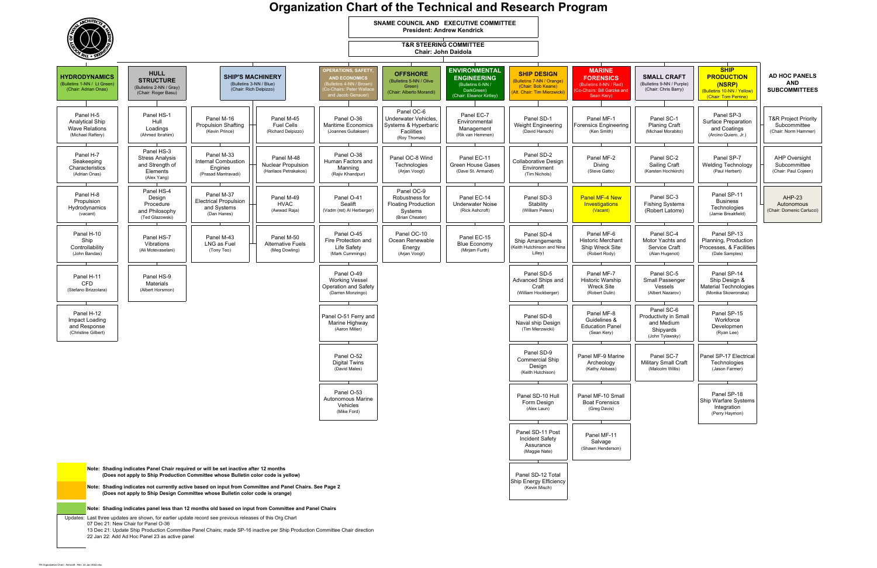# Organization Chart of the Technical and Research Program

**SNAME COUNCIL AND EXECUTIVE COMMITTEE**
**President: Andrew Kendrick**

**T&R STEERING COMMITTEE**
**Chair: John Daidola**

## HYDRODYNAMICS
(Bulletins 1-NN / Lt Green) (Chair: Adrian Onas)

- Panel H-5 Analytical Ship Wave Relations (Michael Raftery)
- Panel H-7 Seakeeping Characteristics (Adrian Onas)
- Panel H-8 Propulsion Hydrodynamics (vacant)
- Panel H-10 Ship Controllability (John Bandas)
- Panel H-11 CFD (Stefano Brizzolara)
- Panel H-12 Impact Loading and Response (Christine Gilbert)

## HULL STRUCTURE
(Bulletins 2-NN / Gray) (Chair: Roger Basu)

- Panel HS-1 Hull Loadings (Ahmed Ibrahim)
- Panel HS-3 Stress Analysis and Strength of Elements (Alex Yang)
- Panel HS-4 Design Procedure and Philosophy (Ted Glazowski)
- Panel HS-7 Vibrations (Ali Motevaselani)
- Panel HS-9 Materials (Albert Horsmon)

## SHIP'S MACHINERY
(Bulletins 3-NN / Blue) (Chair: Rich Delpizzo)

- Panel M-16 Propulsion Shafting (Kevin Prince)
- Panel M-33 Internal Combustion Engines (Prasad Mantravadi)
- Panel M-37 Electrical Propulsion and Systems (Dan Hanes)
- Panel M-43 LNG as Fuel (Tony Teo)
- Panel M-45 Fuel Cells (Richard Delpizzo)
- Panel M-48 Nuclear Propulsion (Harilaos Petrakakos)
- Panel M-49 HVAC (Awwad Raja)
- Panel M-50 Alternative Fuels (Meg Dowling)

## OPERATIONS, SAFETY, AND ECONOMICS
(Bulletins 4-NN / Brown) (Co-Chairs: Peter Wallace and Jacob Genauer)

- Panel O-36 Maritime Economics (Joannes Gullaksen)
- Panel O-38 Human Factors and Manning (Rajiv Khandpur)
- Panel O-41 Sealift (Vadm (ret) Al Herberger)
- Panel O-45 Fire Protection and Life Safety (Mark Cummings)
- Panel O-49 Working Vessel Operation and Safety (Darren Monzingo)
- Panel O-51 Ferry and Marine Highway (Aaron Miller)
- Panel O-52 Digital Twins (David Males)
- Panel O-53 Autonomous Marine Vehicles (Mike Ford)

## OFFSHORE
(Bulletins 5-NN / Olive Green) (Chair: Alberto Morandi)

- Panel OC-6 Underwater Vehicles, Systems & Hyperbaric Facilities (Roy Thomas)
- Panel OC-8 Wind Technologies (Arjan Voogt)
- Panel OC-9 Robustness for Floating Production Systems (Brian Cheater)
- Panel OC-10 Ocean Renewable Energy (Arjan Voogt)

## ENVIRONMENTAL ENGINEERING
(Bulletins 6-NN / DarkGreen) (Chair: Eleanor Kirtley)

- Panel EC-7 Environmental Management (Rik van Hemmen)
- Panel EC-11 Green House Gases (Dave St. Armand)
- Panel EC-14 Underwater Noise (Rick Ashcroft)
- Panel EC-15 Blue Economy (Mirjam Furth)

## SHIP DESIGN
(Bulletins 7-NN / Orange) (Chair: Bob Keane) (Alt. Chair: Tim Mierzwicki)

- Panel SD-1 Weight Engineering (David Hansch)
- Panel SD-2 Collaborative Design Environment (Tim Nichols)
- Panel SD-3 Stability (William Peters)
- Panel SD-4 Ship Arrangements (Keith Hutchinson and Nina Lilley)
- Panel SD-5 Advanced Ships and Craft (William Hockberger)
- Panel SD-8 Naval ship Design (Tim Mierzwicki)
- Panel SD-9 Commercial Ship Design (Keith Hutchison)
- Panel SD-10 Hull Form Design (Alex Laun)
- Panel SD-11 Post Incident Safety Assurance (Maggie Nate)
- Panel SD-12 Total Ship Energy Efficiency (Kevin Misch)

## MARINE FORENSICS
(Bulletins 8-NN / Red) (Co-Chairs: Bill Garzke and Sean Kery)

- Panel MF-1 Forensics Engineering (Ken Smith)
- Panel MF-2 Diving (Steve Gatto)
- Panel MF-4 New Investigations (Vacant)
- Panel MF-6 Historic Merchant Ship Wreck Site (Robert Rody)
- Panel MF-7 Historic Warship Wreck Site (Robert Dulin)
- Panel MF-8 Guidelines & Education Panel (Sean Kery)
- Panel MF-9 Marine Archeology (Kathy Abbass)
- Panel MF-10 Small Boat Forensics (Greg Davis)
- Panel MF-11 Salvage (Shawn Henderson)

## SMALL CRAFT
(Bulletins 9-NN / Purple) (Chair: Chris Barry)

- Panel SC-1 Planing Craft (Michael Morabito)
- Panel SC-2 Sailing Craft (Karsten Hochkirch)
- Panel SC-3 Fishing Systems (Robert Latorre)
- Panel SC-4 Motor Yachts and Service Craft (Alan Hugenot)
- Panel SC-5 Small Passenger Vessels (Albert Nazarov)
- Panel SC-6 Productivity in Small and Medium Shipyards (John Tylawsky)
- Panel SC-7 Military Small Craft (Malcolm Willis)

## SHIP PRODUCTION (NSRP)
(Bulletins 10-NN / Yellow) (Chair: Tom Perrine)

- Panel SP-3 Surface Preparation and Coatings (Arcino Quiero, Jr.)
- Panel SP-7 Welding Technology (Paul Herbert)
- Panel SP-11 Business Technologies (Jamie Breakfield)
- Panel SP-13 Planning, Production Processes, & Facilities (Dale Samples)
- Panel SP-14 Ship Design & Material Technologies (Monika Skowronska)
- Panel SP-15 Workforce Developmen (Ryan Lee)
- Panel SP-17 Electrical Technologies (Jason Farmer)
- Panel SP-18 Ship Warfare Systems Integration (Perry Haymon)

## AD HOC PANELS AND SUBCOMMITTEES

- T&R Project Priority Subcommittee (Chair: Norm Hammer)
- AHP Oversight Subcommittee (Chair: Paul Cojeen)
- AHP-23 Autonomous (Chair: Domenic Carlucci)

---

**Note: Shading indicates Panel Chair required or will be set inactive after 12 months**
**(Does not apply to Ship Production Committee whose Bulletin color code is yellow)**

**Note: Shading indicates not currently active based on input from Committee and Panel Chairs. See Page 2**
**(Does not apply to Ship Design Committee whose Bulletin color code is orange)**

**Note: Shading indicates panel less than 12 months old based on input from Committee and Panel Chairs**

Updates: Last three updates are shown, for earlier update record see previous releases of this Org Chart
07 Dec 21: New Chair for Panel O-36
13 Dec 21: Update Ship Production Committee Panel Chairs; made SP-16 inactive per Ship Production Committee Chair direction
22 Jan 22: Add Ad Hoc Panel 23 as active panel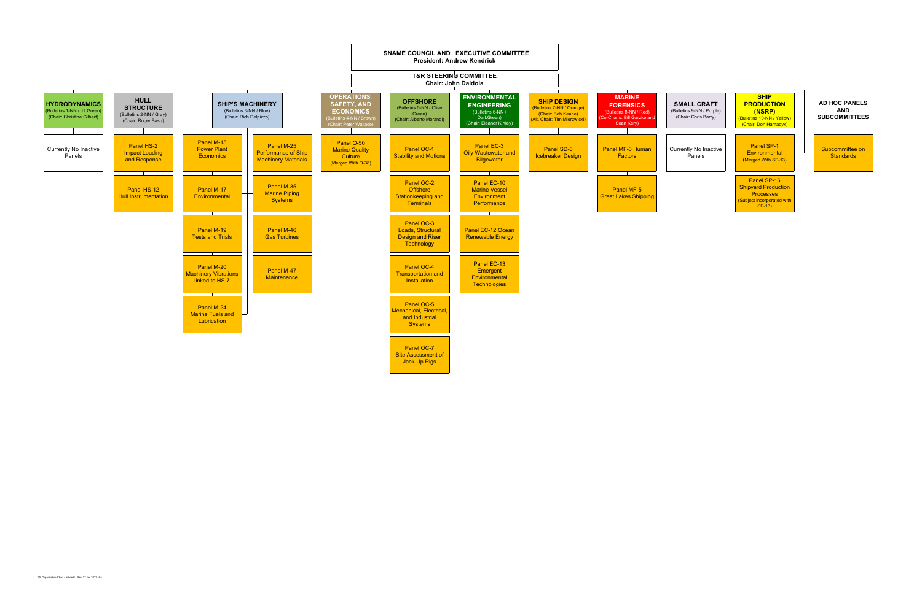# SNAME COUNCIL AND EXECUTIVE COMMITTEE
**President: Andrew Kendrick**

## T&R STEERING COMMITTEE
**Chair: John Daidola**

### HYDRODYNAMICS
(Bulletins 1-NN / Lt Green)
(Chair: Christine Gilbert)

- Currently No Inactive Panels

### HULL STRUCTURE
(Bulletins 2-NN / Gray)
(Chair: Roger Basu)

- Panel HS-2 Impact Loading and Response
- Panel HS-12 Hull Instrumentation

### SHIP'S MACHINERY
(Bulletins 3-NN / Blue)
(Chair: Rich Delpizzo)

- Panel M-15 Power Plant Economics
- Panel M-17 Environmental
- Panel M-19 Tests and Trials
- Panel M-20 Machinery Vibrations linked to HS-7
- Panel M-24 Marine Fuels and Lubrication
- Panel M-25 Performance of Ship Machinery Materials
- Panel M-35 Marine Piping Systems
- Panel M-46 Gas Turbines
- Panel M-47 Maintenance

### OPERATIONS, SAFETY, AND ECONOMICS
(Bulletins 4-NN / Brown)
(Chair: Peter Wallace)

- Panel O-50 Marine Quality Culture (Merged With O-38)

### OFFSHORE
(Bulletins 5-NN / Olive Green)
(Chair: Alberto Morandi)

- Panel OC-1 Stability and Motions
- Panel OC-2 Offshore Stationkeeping and Terminals
- Panel OC-3 Loads, Structural Design and Riser Technology
- Panel OC-4 Transportation and Installation
- Panel OC-5 Mechanical, Electrical, and Industrial Systems
- Panel OC-7 Site Assessment of Jack-Up Rigs

### ENVIRONMENTAL ENGINEERING
(Bulletins 6-NN / DarkGreen)
(Chair: Eleanor Kirtley)

- Panel EC-3 Oily Wastewater and Bilgewater
- Panel EC-10 Marine Vessel Environment Performance
- Panel EC-12 Ocean Renewable Energy
- Panel EC-13 Emergent Environmental Technologies

### SHIP DESIGN
(Bulletins 7-NN / Orange)
(Chair: Bob Keane)
(Alt. Chair: Tim Mierzwicki)

- Panel SD-6 Icebreaker Design

### MARINE FORENSICS
(Bulletins 8-NN / Red)
(Co-Chairs: Bill Garzke and Sean Kery)

- Panel MF-3 Human Factors
- Panel MF-5 Great Lakes Shipping

### SMALL CRAFT
(Bulletins 9-NN / Purple)
(Chair: Chris Barry)

- Currently No Inactive Panels

### SHIP PRODUCTION (NSRP)
(Bulletins 10-NN / Yellow)
(Chair: Don Hamadyk)

- Panel SP-1 Environmental (Merged With SP-13)
- Panel SP-16 Shipyard Production Processes (Subject incorporated with SP-13)

### AD HOC PANELS AND SUBCOMMITTEES

- Subcommittee on Standards